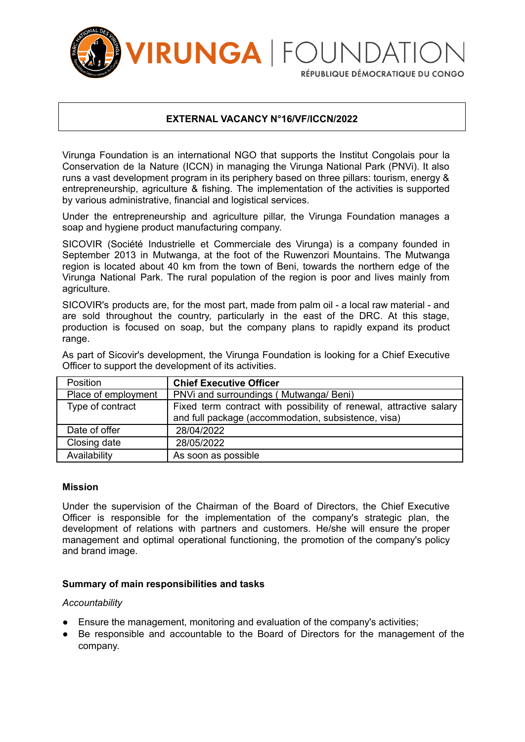**VIRUNGA | FOUNDATION**
RÉPUBLIQUE DÉMOCRATIQUE DU CONGO

# EXTERNAL VACANCY N°16/VF/ICCN/2022

Virunga Foundation is an international NGO that supports the Institut Congolais pour la Conservation de la Nature (ICCN) in managing the Virunga National Park (PNVi). It also runs a vast development program in its periphery based on three pillars: tourism, energy & entrepreneurship, agriculture & fishing. The implementation of the activities is supported by various administrative, financial and logistical services.

Under the entrepreneurship and agriculture pillar, the Virunga Foundation manages a soap and hygiene product manufacturing company.

SICOVIR (Société Industrielle et Commerciale des Virunga) is a company founded in September 2013 in Mutwanga, at the foot of the Ruwenzori Mountains. The Mutwanga region is located about 40 km from the town of Beni, towards the northern edge of the Virunga National Park. The rural population of the region is poor and lives mainly from agriculture.

SICOVIR's products are, for the most part, made from palm oil - a local raw material - and are sold throughout the country, particularly in the east of the DRC. At this stage, production is focused on soap, but the company plans to rapidly expand its product range.

As part of Sicovir's development, the Virunga Foundation is looking for a Chief Executive Officer to support the development of its activities.

| Position | **Chief Executive Officer** |
|---|---|
| Place of employment | PNVi and surroundings ( Mutwanga/ Beni) |
| Type of contract | Fixed term contract with possibility of renewal, attractive salary and full package (accommodation, subsistence, visa) |
| Date of offer | 28/04/2022 |
| Closing date | 28/05/2022 |
| Availability | As soon as possible |

### Mission

Under the supervision of the Chairman of the Board of Directors, the Chief Executive Officer is responsible for the implementation of the company's strategic plan, the development of relations with partners and customers. He/she will ensure the proper management and optimal operational functioning, the promotion of the company's policy and brand image.

### Summary of main responsibilities and tasks

*Accountability*

- Ensure the management, monitoring and evaluation of the company's activities;
- Be responsible and accountable to the Board of Directors for the management of the company.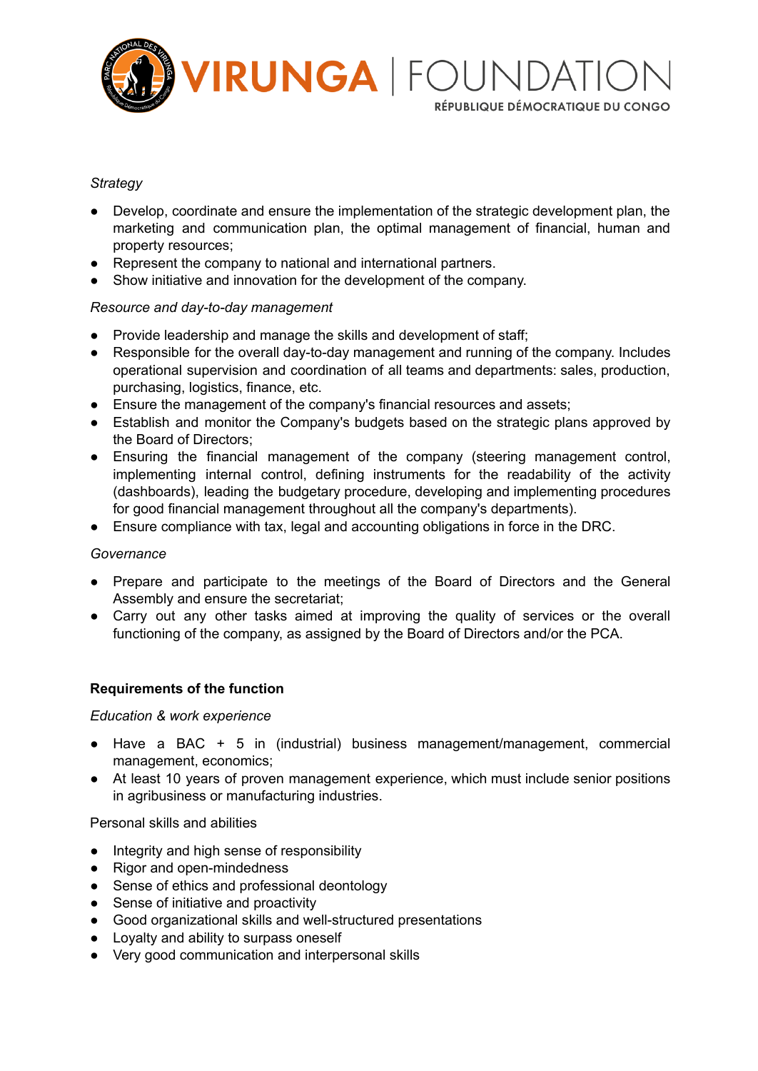*Strategy*

- Develop, coordinate and ensure the implementation of the strategic development plan, the marketing and communication plan, the optimal management of financial, human and property resources;
- Represent the company to national and international partners.
- Show initiative and innovation for the development of the company.

*Resource and day-to-day management*

- Provide leadership and manage the skills and development of staff;
- Responsible for the overall day-to-day management and running of the company. Includes operational supervision and coordination of all teams and departments: sales, production, purchasing, logistics, finance, etc.
- Ensure the management of the company's financial resources and assets;
- Establish and monitor the Company's budgets based on the strategic plans approved by the Board of Directors;
- Ensuring the financial management of the company (steering management control, implementing internal control, defining instruments for the readability of the activity (dashboards), leading the budgetary procedure, developing and implementing procedures for good financial management throughout all the company's departments).
- Ensure compliance with tax, legal and accounting obligations in force in the DRC.

*Governance*

- Prepare and participate to the meetings of the Board of Directors and the General Assembly and ensure the secretariat;
- Carry out any other tasks aimed at improving the quality of services or the overall functioning of the company, as assigned by the Board of Directors and/or the PCA.

**Requirements of the function**

*Education & work experience*

- Have a BAC + 5 in (industrial) business management/management, commercial management, economics;
- At least 10 years of proven management experience, which must include senior positions in agribusiness or manufacturing industries.

Personal skills and abilities

- Integrity and high sense of responsibility
- Rigor and open-mindedness
- Sense of ethics and professional deontology
- Sense of initiative and proactivity
- Good organizational skills and well-structured presentations
- Loyalty and ability to surpass oneself
- Very good communication and interpersonal skills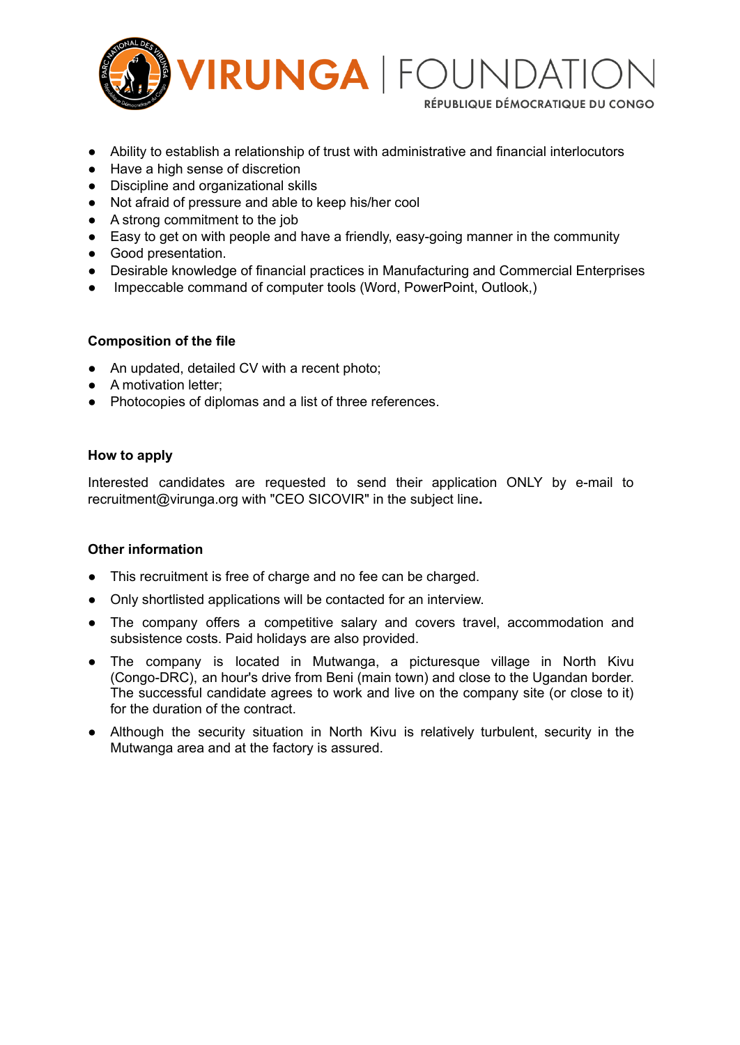- Ability to establish a relationship of trust with administrative and financial interlocutors
- Have a high sense of discretion
- Discipline and organizational skills
- Not afraid of pressure and able to keep his/her cool
- A strong commitment to the job
- Easy to get on with people and have a friendly, easy-going manner in the community
- Good presentation.
- Desirable knowledge of financial practices in Manufacturing and Commercial Enterprises
- Impeccable command of computer tools (Word, PowerPoint, Outlook,)

**Composition of the file**

- An updated, detailed CV with a recent photo;
- A motivation letter;
- Photocopies of diplomas and a list of three references.

**How to apply**

Interested candidates are requested to send their application ONLY by e-mail to recruitment@virunga.org with "CEO SICOVIR" in the subject line**.**

**Other information**

- This recruitment is free of charge and no fee can be charged.
- Only shortlisted applications will be contacted for an interview.
- The company offers a competitive salary and covers travel, accommodation and subsistence costs. Paid holidays are also provided.
- The company is located in Mutwanga, a picturesque village in North Kivu (Congo-DRC), an hour's drive from Beni (main town) and close to the Ugandan border. The successful candidate agrees to work and live on the company site (or close to it) for the duration of the contract.
- Although the security situation in North Kivu is relatively turbulent, security in the Mutwanga area and at the factory is assured.